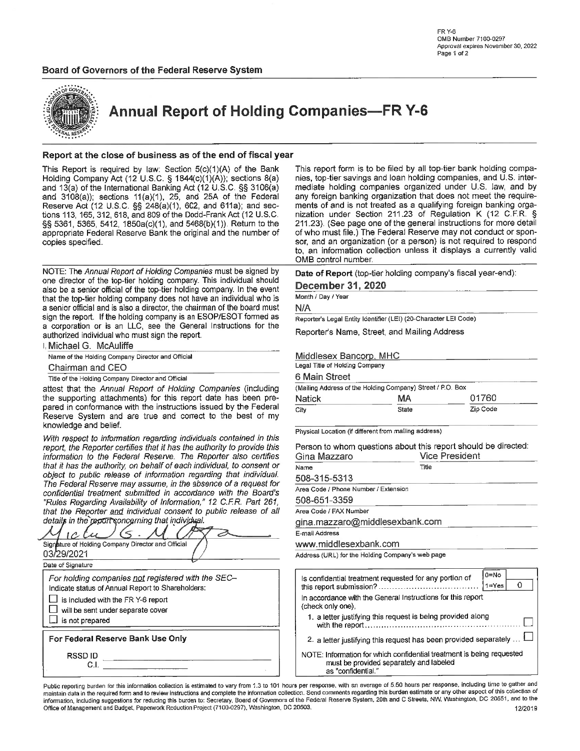FR Y-6
OMB Number 7100-0297
Approval expires November 30, 2022
Page 1 of 2

**Board of Governors of the Federal Reserve System**

# Annual Report of Holding Companies—FR Y-6

### Report at the close of business as of the end of fiscal year

This Report is required by law: Section 5(c)(1)(A) of the Bank Holding Company Act (12 U.S.C. § 1844(c)(1)(A)); sections 8(a) and 13(a) of the International Banking Act (12 U.S.C. §§ 3106(a) and 3108(a)); sections 11(a)(1), 25, and 25A of the Federal Reserve Act (12 U.S.C. §§ 248(a)(1), 602, and 611a); and sections 113, 165, 312, 618, and 809 of the Dodd-Frank Act (12 U.S.C. §§ 5361, 5365, 5412, 1850a(c)(1), and 5468(b)(1)). Return to the appropriate Federal Reserve Bank the original and the number of copies specified.

This report form is to be filed by all top-tier bank holding companies, top-tier savings and loan holding companies, and U.S. intermediate holding companies organized under U.S. law, and by any foreign banking organization that does not meet the requirements of and is not treated as a qualifying foreign banking organization under Section 211.23 of Regulation K (12 C.F.R. § 211.23). (See page one of the general instructions for more detail of who must file.) The Federal Reserve may not conduct or sponsor, and an organization (or a person) is not required to respond to, an information collection unless it displays a currently valid OMB control number.

NOTE: The *Annual Report of Holding Companies* must be signed by one director of the top-tier holding company. This individual should also be a senior official of the top-tier holding company. In the event that the top-tier holding company does not have an individual who is a senior official and is also a director, the chairman of the board must sign the report. If the holding company is an ESOP/ESOT formed as a corporation or is an LLC, see the General Instructions for the authorized individual who must sign the report.

I, Michael G. McAuliffe
Name of the Holding Company Director and Official

Chairman and CEO
Title of the Holding Company Director and Official

attest that the *Annual Report of Holding Companies* (including the supporting attachments) for this report date has been prepared in conformance with the instructions issued by the Federal Reserve System and are true and correct to the best of my knowledge and belief.

*With respect to information regarding individuals contained in this report, the Reporter certifies that it has the authority to provide this information to the Federal Reserve. The Reporter also certifies that it has the authority, on behalf of each individual, to consent or object to public release of information regarding that individual. The Federal Reserve may assume, in the absence of a request for confidential treatment submitted in accordance with the Board's "Rules Regarding Availability of Information," 12 C.F.R. Part 261, that the Reporter and individual consent to public release of all details in the report concerning that individual.*

Michael G. McAuliffe
Signature of Holding Company Director and Official

03/29/2021
Date of Signature

*For holding companies not registered with the SEC–*
Indicate status of Annual Report to Shareholders:

- ☐ is included with the FR Y-6 report
- ☐ will be sent under separate cover
- ☐ is not prepared

**For Federal Reserve Bank Use Only**

RSSD ID ________
C.I. ________

**Date of Report** (top-tier holding company's fiscal year-end):

**December 31, 2020**
Month / Day / Year

N/A
Reporter's Legal Entity Identifier (LEI) (20-Character LEI Code)

Reporter's Name, Street, and Mailing Address

Middlesex Bancorp, MHC
Legal Title of Holding Company

6 Main Street
(Mailing Address of the Holding Company) Street / P.O. Box

| Natick | MA | 01760 |
|---|---|---|
| City | State | Zip Code |

Physical Location (if different from mailing address)

Person to whom questions about this report should be directed:

| Gina Mazzaro | Vice President |
|---|---|
| Name | Title |

508-315-5313
Area Code / Phone Number / Extension

508-651-3359
Area Code / FAX Number

gina.mazzaro@middlesexbank.com
E-mail Address

www.middlesexbank.com
Address (URL) for the Holding Company's web page

Is confidential treatment requested for any portion of this report submission? (0=No, 1=Yes) 0

In accordance with the General Instructions for this report (check only one),

1. a letter justifying this request is being provided along with the report ☐
2. a letter justifying this request has been provided separately ☐

NOTE: Information for which confidential treatment is being requested must be provided separately and labeled as "confidential."

Public reporting burden for this information collection is estimated to vary from 1.3 to 101 hours per response, with an average of 5.50 hours per response, including time to gather and maintain data in the required form and to review instructions and complete the information collection. Send comments regarding this burden estimate or any other aspect of this collection of information, including suggestions for reducing this burden to: Secretary, Board of Governors of the Federal Reserve System, 20th and C Streets, NW, Washington, DC 20551, and to the Office of Management and Budget, Paperwork Reduction Project (7100-0297), Washington, DC 20503.

12/2019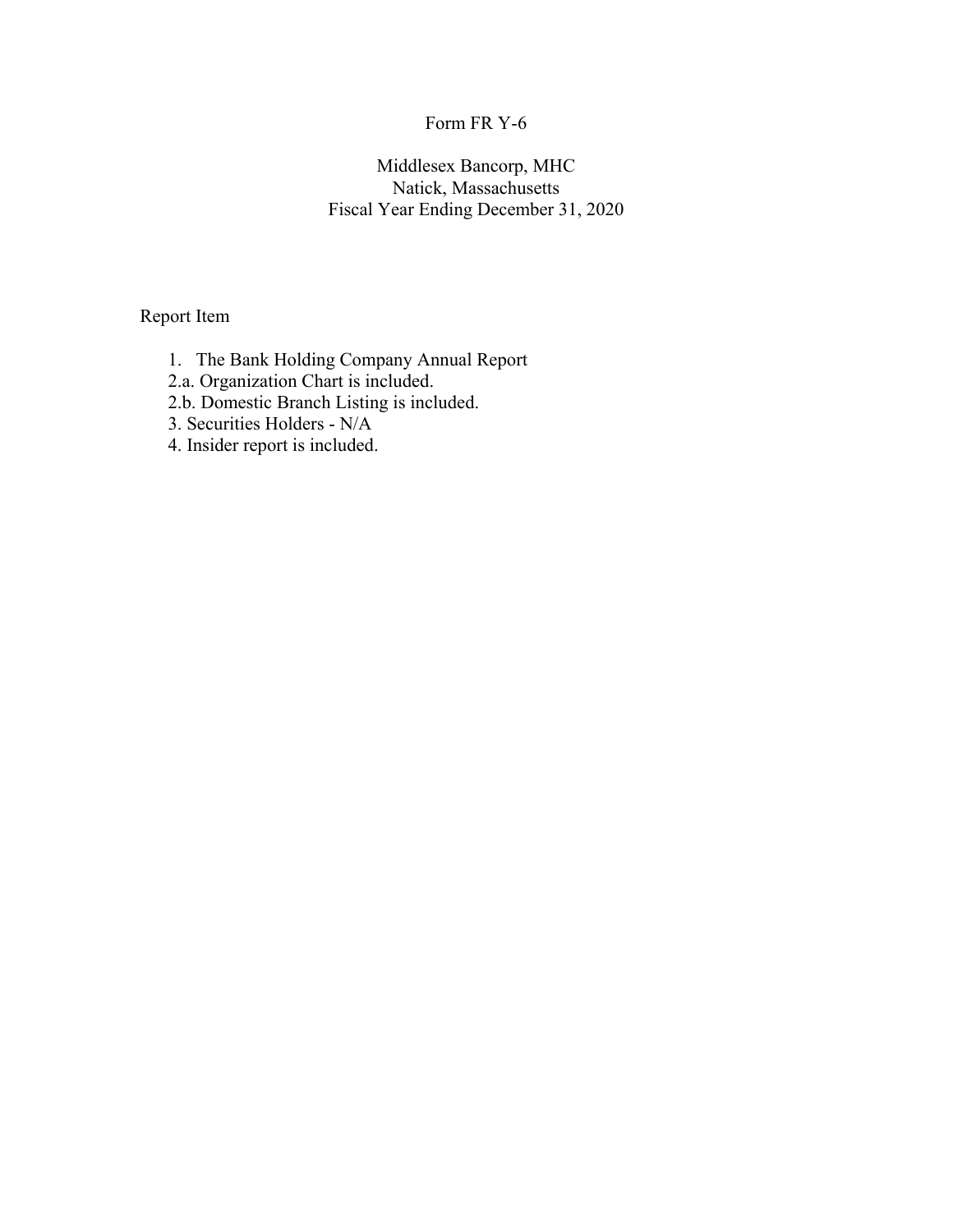# Form FR Y-6

Middlesex Bancorp, MHC
Natick, Massachusetts
Fiscal Year Ending December 31, 2020

Report Item

1. The Bank Holding Company Annual Report

2.a. Organization Chart is included.

2.b. Domestic Branch Listing is included.

3. Securities Holders - N/A

4. Insider report is included.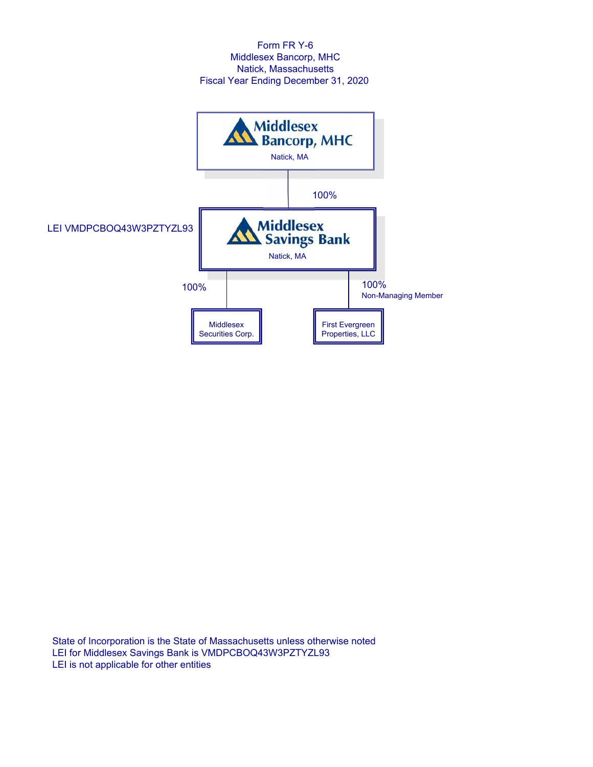Form FR Y-6
Middlesex Bancorp, MHC
Natick, Massachusetts
Fiscal Year Ending December 31, 2020

**Middlesex Bancorp, MHC**
Natick, MA

100%

LEI VMDPCBOQ43W3PZTYZL93

**Middlesex Savings Bank**
Natick, MA

100%

Middlesex Securities Corp.

100%
Non-Managing Member

First Evergreen Properties, LLC

State of Incorporation is the State of Massachusetts unless otherwise noted
LEI for Middlesex Savings Bank is VMDPCBOQ43W3PZTYZL93
LEI is not applicable for other entities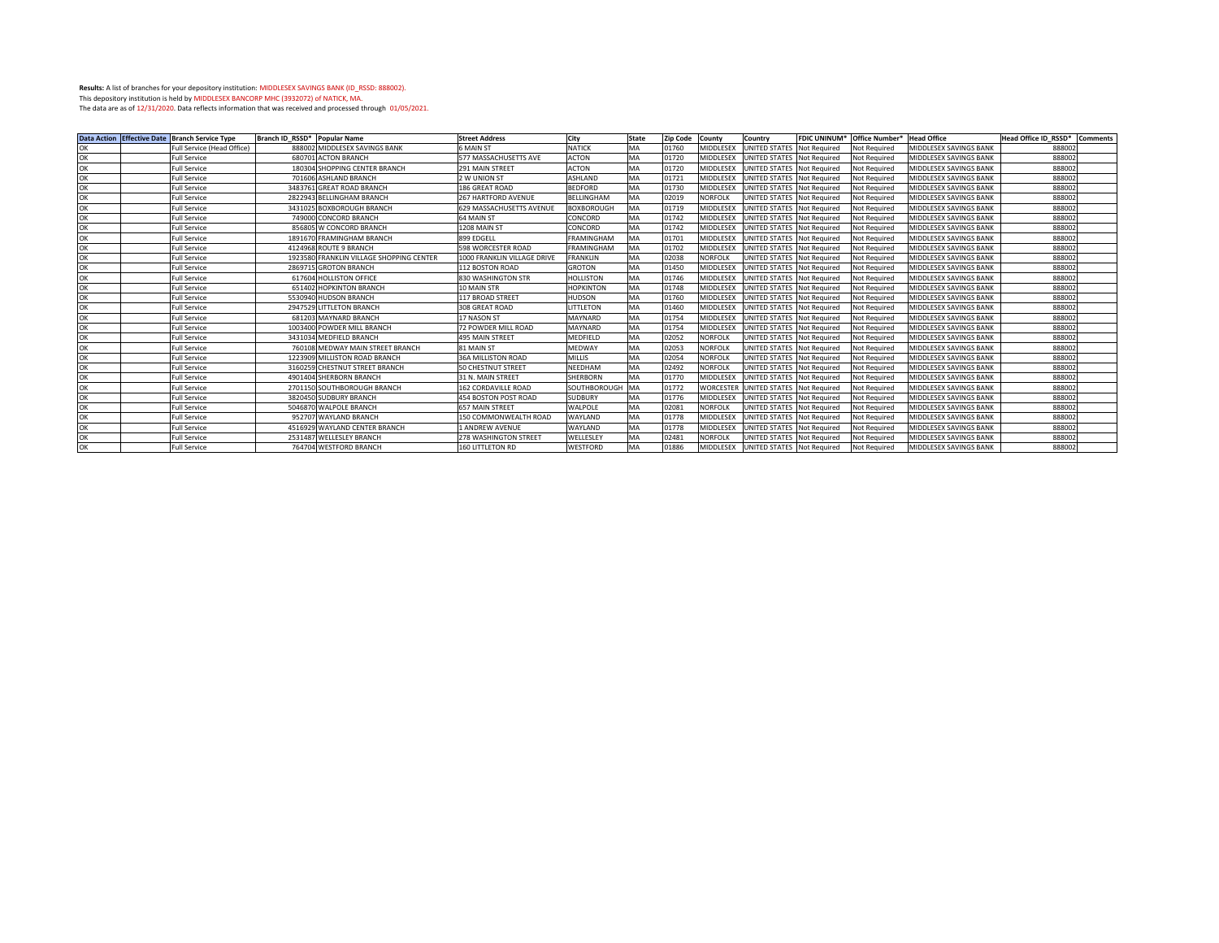**Results:** A list of branches for your depository institution: MIDDLESEX SAVINGS BANK (ID_RSSD: 888002).
This depository institution is held by MIDDLESEX BANCORP MHC (3932072) of NATICK, MA.
The data are as of 12/31/2020. Data reflects information that was received and processed through 01/05/2021.

| Data Action | Effective Date | Branch Service Type | Branch ID_RSSD* | Popular Name | Street Address | City | State | Zip Code | County | Country | FDIC UNINUM* | Office Number* | Head Office | Head Office ID_RSSD* | Comments |
|---|---|---|---|---|---|---|---|---|---|---|---|---|---|---|---|
| OK | | Full Service (Head Office) | 888002 | MIDDLESEX SAVINGS BANK | 6 MAIN ST | NATICK | MA | 01760 | MIDDLESEX | UNITED STATES | Not Required | Not Required | MIDDLESEX SAVINGS BANK | 888002 | |
| OK | | Full Service | 680701 | ACTON BRANCH | 577 MASSACHUSETTS AVE | ACTON | MA | 01720 | MIDDLESEX | UNITED STATES | Not Required | Not Required | MIDDLESEX SAVINGS BANK | 888002 | |
| OK | | Full Service | 180304 | SHOPPING CENTER BRANCH | 291 MAIN STREET | ACTON | MA | 01720 | MIDDLESEX | UNITED STATES | Not Required | Not Required | MIDDLESEX SAVINGS BANK | 888002 | |
| OK | | Full Service | 701606 | ASHLAND BRANCH | 2 W UNION ST | ASHLAND | MA | 01721 | MIDDLESEX | UNITED STATES | Not Required | Not Required | MIDDLESEX SAVINGS BANK | 888002 | |
| OK | | Full Service | 3483761 | GREAT ROAD BRANCH | 186 GREAT ROAD | BEDFORD | MA | 01730 | MIDDLESEX | UNITED STATES | Not Required | Not Required | MIDDLESEX SAVINGS BANK | 888002 | |
| OK | | Full Service | 2822943 | BELLINGHAM BRANCH | 267 HARTFORD AVENUE | BELLINGHAM | MA | 02019 | NORFOLK | UNITED STATES | Not Required | Not Required | MIDDLESEX SAVINGS BANK | 888002 | |
| OK | | Full Service | 3431025 | BOXBOROUGH BRANCH | 629 MASSACHUSETTS AVENUE | BOXBOROUGH | MA | 01719 | MIDDLESEX | UNITED STATES | Not Required | Not Required | MIDDLESEX SAVINGS BANK | 888002 | |
| OK | | Full Service | 749000 | CONCORD BRANCH | 64 MAIN ST | CONCORD | MA | 01742 | MIDDLESEX | UNITED STATES | Not Required | Not Required | MIDDLESEX SAVINGS BANK | 888002 | |
| OK | | Full Service | 856805 | W CONCORD BRANCH | 1208 MAIN ST | CONCORD | MA | 01742 | MIDDLESEX | UNITED STATES | Not Required | Not Required | MIDDLESEX SAVINGS BANK | 888002 | |
| OK | | Full Service | 1891670 | FRAMINGHAM BRANCH | 899 EDGELL | FRAMINGHAM | MA | 01701 | MIDDLESEX | UNITED STATES | Not Required | Not Required | MIDDLESEX SAVINGS BANK | 888002 | |
| OK | | Full Service | 4124968 | ROUTE 9 BRANCH | 598 WORCESTER ROAD | FRAMINGHAM | MA | 01702 | MIDDLESEX | UNITED STATES | Not Required | Not Required | MIDDLESEX SAVINGS BANK | 888002 | |
| OK | | Full Service | 1923580 | FRANKLIN VILLAGE SHOPPING CENTER | 1000 FRANKLIN VILLAGE DRIVE | FRANKLIN | MA | 02038 | NORFOLK | UNITED STATES | Not Required | Not Required | MIDDLESEX SAVINGS BANK | 888002 | |
| OK | | Full Service | 2869715 | GROTON BRANCH | 112 BOSTON ROAD | GROTON | MA | 01450 | MIDDLESEX | UNITED STATES | Not Required | Not Required | MIDDLESEX SAVINGS BANK | 888002 | |
| OK | | Full Service | 617604 | HOLLISTON OFFICE | 830 WASHINGTON STR | HOLLISTON | MA | 01746 | MIDDLESEX | UNITED STATES | Not Required | Not Required | MIDDLESEX SAVINGS BANK | 888002 | |
| OK | | Full Service | 651402 | HOPKINTON BRANCH | 10 MAIN STR | HOPKINTON | MA | 01748 | MIDDLESEX | UNITED STATES | Not Required | Not Required | MIDDLESEX SAVINGS BANK | 888002 | |
| OK | | Full Service | 5530940 | HUDSON BRANCH | 117 BROAD STREET | HUDSON | MA | 01760 | MIDDLESEX | UNITED STATES | Not Required | Not Required | MIDDLESEX SAVINGS BANK | 888002 | |
| OK | | Full Service | 2947529 | LITTLETON BRANCH | 308 GREAT ROAD | LITTLETON | MA | 01460 | MIDDLESEX | UNITED STATES | Not Required | Not Required | MIDDLESEX SAVINGS BANK | 888002 | |
| OK | | Full Service | 681203 | MAYNARD BRANCH | 17 NASON ST | MAYNARD | MA | 01754 | MIDDLESEX | UNITED STATES | Not Required | Not Required | MIDDLESEX SAVINGS BANK | 888002 | |
| OK | | Full Service | 1003400 | POWDER MILL BRANCH | 72 POWDER MILL ROAD | MAYNARD | MA | 01754 | MIDDLESEX | UNITED STATES | Not Required | Not Required | MIDDLESEX SAVINGS BANK | 888002 | |
| OK | | Full Service | 3431034 | MEDFIELD BRANCH | 495 MAIN STREET | MEDFIELD | MA | 02052 | NORFOLK | UNITED STATES | Not Required | Not Required | MIDDLESEX SAVINGS BANK | 888002 | |
| OK | | Full Service | 760108 | MEDWAY MAIN STREET BRANCH | 81 MAIN ST | MEDWAY | MA | 02053 | NORFOLK | UNITED STATES | Not Required | Not Required | MIDDLESEX SAVINGS BANK | 888002 | |
| OK | | Full Service | 1223909 | MILLISTON ROAD BRANCH | 36A MILLISTON ROAD | MILLIS | MA | 02054 | NORFOLK | UNITED STATES | Not Required | Not Required | MIDDLESEX SAVINGS BANK | 888002 | |
| OK | | Full Service | 3160259 | CHESTNUT STREET BRANCH | 50 CHESTNUT STREET | NEEDHAM | MA | 02492 | NORFOLK | UNITED STATES | Not Required | Not Required | MIDDLESEX SAVINGS BANK | 888002 | |
| OK | | Full Service | 4901404 | SHERBORN BRANCH | 31 N. MAIN STREET | SHERBORN | MA | 01770 | MIDDLESEX | UNITED STATES | Not Required | Not Required | MIDDLESEX SAVINGS BANK | 888002 | |
| OK | | Full Service | 2701150 | SOUTHBOROUGH BRANCH | 162 CORDAVILLE ROAD | SOUTHBOROUGH | MA | 01772 | WORCESTER | UNITED STATES | Not Required | Not Required | MIDDLESEX SAVINGS BANK | 888002 | |
| OK | | Full Service | 3820450 | SUDBURY BRANCH | 454 BOSTON POST ROAD | SUDBURY | MA | 01776 | MIDDLESEX | UNITED STATES | Not Required | Not Required | MIDDLESEX SAVINGS BANK | 888002 | |
| OK | | Full Service | 5046870 | WALPOLE BRANCH | 657 MAIN STREET | WALPOLE | MA | 02081 | NORFOLK | UNITED STATES | Not Required | Not Required | MIDDLESEX SAVINGS BANK | 888002 | |
| OK | | Full Service | 952707 | WAYLAND BRANCH | 150 COMMONWEALTH ROAD | WAYLAND | MA | 01778 | MIDDLESEX | UNITED STATES | Not Required | Not Required | MIDDLESEX SAVINGS BANK | 888002 | |
| OK | | Full Service | 4516929 | WAYLAND CENTER BRANCH | 1 ANDREW AVENUE | WAYLAND | MA | 01778 | MIDDLESEX | UNITED STATES | Not Required | Not Required | MIDDLESEX SAVINGS BANK | 888002 | |
| OK | | Full Service | 2531487 | WELLESLEY BRANCH | 278 WASHINGTON STREET | WELLESLEY | MA | 02481 | NORFOLK | UNITED STATES | Not Required | Not Required | MIDDLESEX SAVINGS BANK | 888002 | |
| OK | | Full Service | 764704 | WESTFORD BRANCH | 160 LITTLETON RD | WESTFORD | MA | 01886 | MIDDLESEX | UNITED STATES | Not Required | Not Required | MIDDLESEX SAVINGS BANK | 888002 | |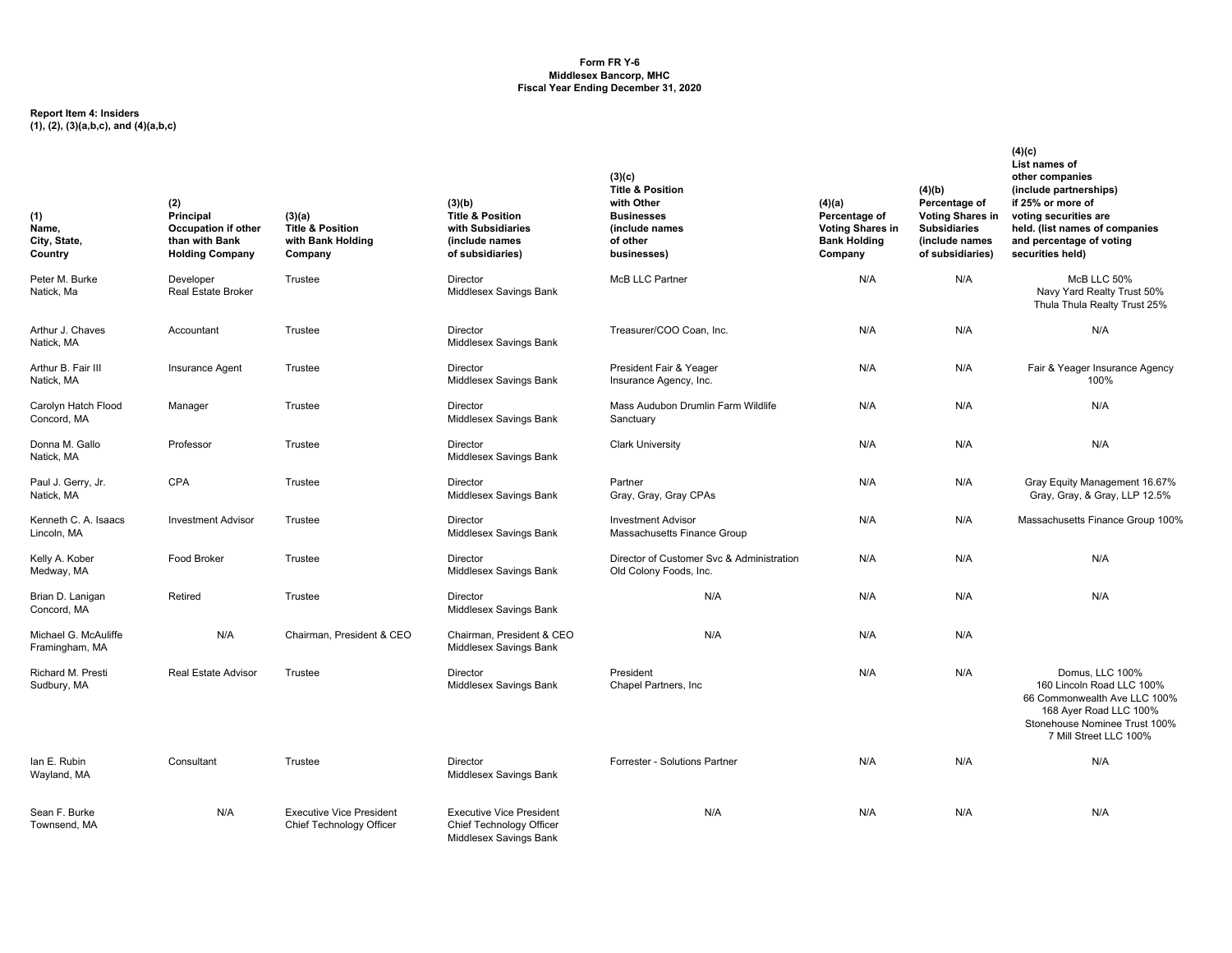**Form FR Y-6**
**Middlesex Bancorp, MHC**
**Fiscal Year Ending December 31, 2020**

**Report Item 4: Insiders**
**(1), (2), (3)(a,b,c), and (4)(a,b,c)**

| (1) Name, City, State, Country | (2) Principal Occupation if other than with Bank Holding Company | (3)(a) Title & Position with Bank Holding Company | (3)(b) Title & Position with Subsidiaries (include names of subsidiaries) | (3)(c) Title & Position with Other Businesses (include names of other businesses) | (4)(a) Percentage of Voting Shares in Bank Holding Company | (4)(b) Percentage of Voting Shares in Subsidiaries (include names of subsidiaries) | (4)(c) List names of other companies (include partnerships) if 25% or more of voting securities are held. (list names of companies and percentage of voting securities held) |
|---|---|---|---|---|---|---|---|
| Peter M. Burke Natick, Ma | Developer Real Estate Broker | Trustee | Director Middlesex Savings Bank | McB LLC Partner | N/A | N/A | McB LLC 50% Navy Yard Realty Trust 50% Thula Thula Realty Trust 25% |
| Arthur J. Chaves Natick, MA | Accountant | Trustee | Director Middlesex Savings Bank | Treasurer/COO Coan, Inc. | N/A | N/A | N/A |
| Arthur B. Fair III Natick, MA | Insurance Agent | Trustee | Director Middlesex Savings Bank | President Fair & Yeager Insurance Agency, Inc. | N/A | N/A | Fair & Yeager Insurance Agency 100% |
| Carolyn Hatch Flood Concord, MA | Manager | Trustee | Director Middlesex Savings Bank | Mass Audubon Drumlin Farm Wildlife Sanctuary | N/A | N/A | N/A |
| Donna M. Gallo Natick, MA | Professor | Trustee | Director Middlesex Savings Bank | Clark University | N/A | N/A | N/A |
| Paul J. Gerry, Jr. Natick, MA | CPA | Trustee | Director Middlesex Savings Bank | Partner Gray, Gray, Gray CPAs | N/A | N/A | Gray Equity Management 16.67% Gray, Gray, & Gray, LLP 12.5% |
| Kenneth C. A. Isaacs Lincoln, MA | Investment Advisor | Trustee | Director Middlesex Savings Bank | Investment Advisor Massachusetts Finance Group | N/A | N/A | Massachusetts Finance Group 100% |
| Kelly A. Kober Medway, MA | Food Broker | Trustee | Director Middlesex Savings Bank | Director of Customer Svc & Administration Old Colony Foods, Inc. | N/A | N/A | N/A |
| Brian D. Lanigan Concord, MA | Retired | Trustee | Director Middlesex Savings Bank | N/A | N/A | N/A | N/A |
| Michael G. McAuliffe Framingham, MA | N/A | Chairman, President & CEO | Chairman, President & CEO Middlesex Savings Bank | N/A | N/A | N/A | |
| Richard M. Presti Sudbury, MA | Real Estate Advisor | Trustee | Director Middlesex Savings Bank | President Chapel Partners, Inc | N/A | N/A | Domus, LLC 100% 160 Lincoln Road LLC 100% 66 Commonwealth Ave LLC 100% 168 Ayer Road LLC 100% Stonehouse Nominee Trust 100% 7 Mill Street LLC 100% |
| Ian E. Rubin Wayland, MA | Consultant | Trustee | Director Middlesex Savings Bank | Forrester - Solutions Partner | N/A | N/A | N/A |
| Sean F. Burke Townsend, MA | N/A | Executive Vice President Chief Technology Officer | Executive Vice President Chief Technology Officer Middlesex Savings Bank | N/A | N/A | N/A | N/A |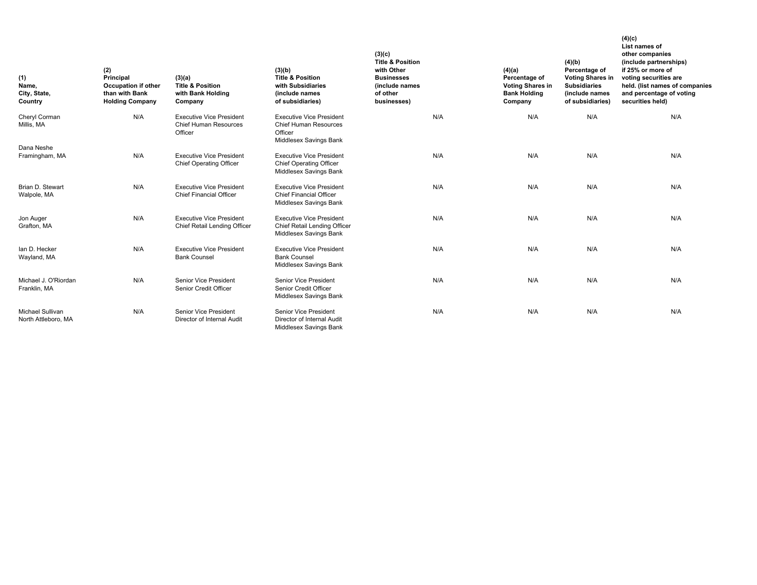| (1) Name, City, State, Country | (2) Principal Occupation if other than with Bank Holding Company | (3)(a) Title & Position with Bank Holding Company | (3)(b) Title & Position with Subsidiaries (include names of subsidiaries) | (3)(c) Title & Position with Other Businesses (include names of other businesses) | (4)(a) Percentage of Voting Shares in Bank Holding Company | (4)(b) Percentage of Voting Shares in Subsidiaries (include names of subsidiaries) | (4)(c) List names of other companies (include partnerships) if 25% or more of voting securities are held. (list names of companies and percentage of voting securities held) |
|---|---|---|---|---|---|---|---|
| Cheryl Corman Millis, MA | N/A | Executive Vice President Chief Human Resources Officer | Executive Vice President Chief Human Resources Officer Middlesex Savings Bank | N/A | N/A | N/A | N/A |
| Dana Neshe Framingham, MA | N/A | Executive Vice President Chief Operating Officer | Executive Vice President Chief Operating Officer Middlesex Savings Bank | N/A | N/A | N/A | N/A |
| Brian D. Stewart Walpole, MA | N/A | Executive Vice President Chief Financial Officer | Executive Vice President Chief Financial Officer Middlesex Savings Bank | N/A | N/A | N/A | N/A |
| Jon Auger Grafton, MA | N/A | Executive Vice President Chief Retail Lending Officer | Executive Vice President Chief Retail Lending Officer Middlesex Savings Bank | N/A | N/A | N/A | N/A |
| Ian D. Hecker Wayland, MA | N/A | Executive Vice President Bank Counsel | Executive Vice President Bank Counsel Middlesex Savings Bank | N/A | N/A | N/A | N/A |
| Michael J. O'Riordan Franklin, MA | N/A | Senior Vice President Senior Credit Officer | Senior Vice President Senior Credit Officer Middlesex Savings Bank | N/A | N/A | N/A | N/A |
| Michael Sullivan North Attleboro, MA | N/A | Senior Vice President Director of Internal Audit | Senior Vice President Director of Internal Audit Middlesex Savings Bank | N/A | N/A | N/A | N/A |